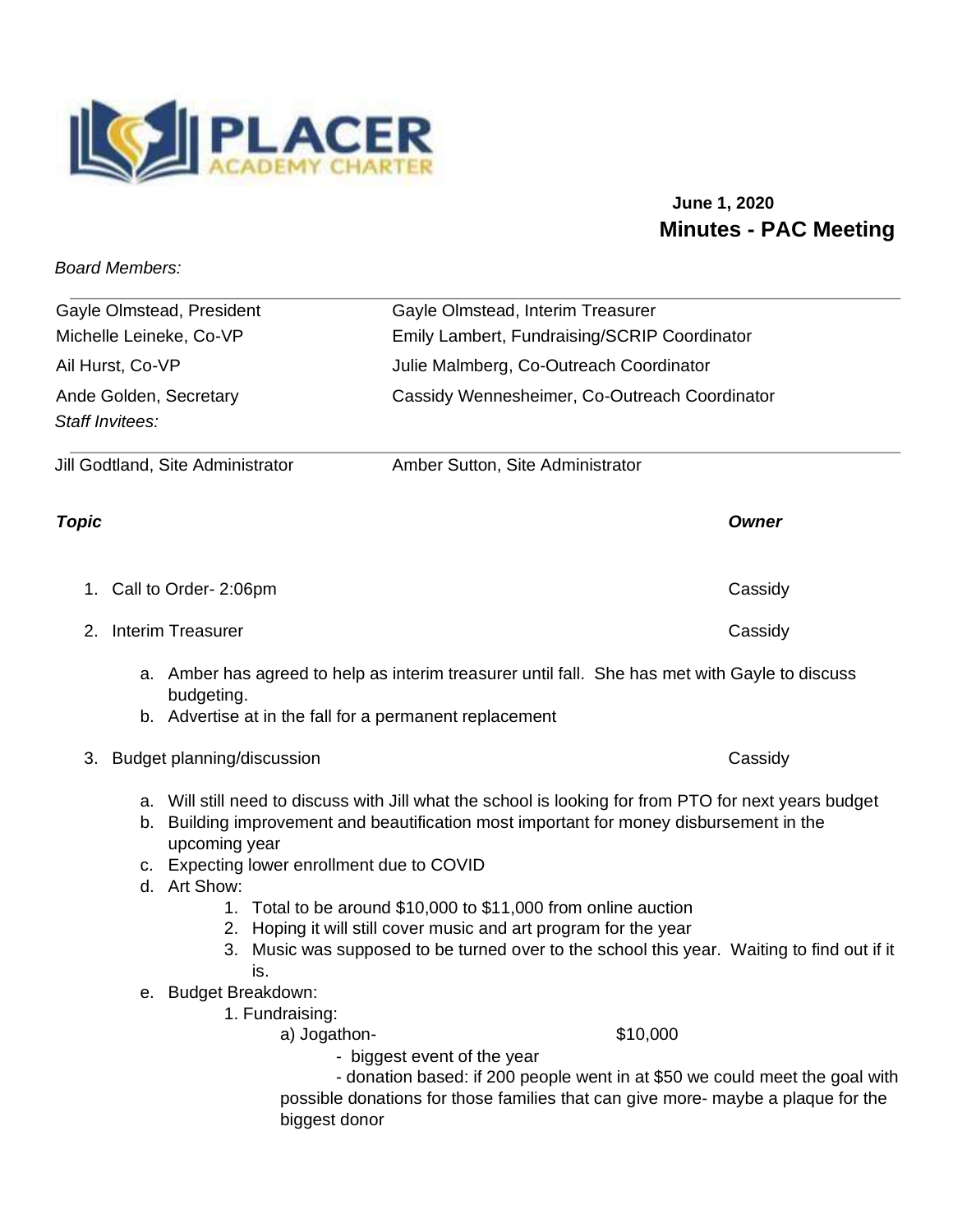PLACER ACADEMY CHARTER

**June 1, 2020**

## Minutes - PAC Meeting

*Board Members:*

| | |
|---|---|
| Gayle Olmstead, President | Gayle Olmstead, Interim Treasurer |
| Michelle Leineke, Co-VP | Emily Lambert, Fundraising/SCRIP Coordinator |
| Ail Hurst, Co-VP | Julie Malmberg, Co-Outreach Coordinator |
| Ande Golden, Secretary | Cassidy Wennesheimer, Co-Outreach Coordinator |

*Staff Invitees:*

| | |
|---|---|
| Jill Godtland, Site Administrator | Amber Sutton, Site Administrator |

| ***Topic*** | ***Owner*** |
|---|---|
| 1. Call to Order- 2:06pm | Cassidy |
| 2. Interim Treasurer | Cassidy |

   a. Amber has agreed to help as interim treasurer until fall. She has met with Gayle to discuss budgeting.
   b. Advertise at in the fall for a permanent replacement

| | |
|---|---|
| 3. Budget planning/discussion | Cassidy |

   a. Will still need to discuss with Jill what the school is looking for from PTO for next years budget
   b. Building improvement and beautification most important for money disbursement in the upcoming year
   c. Expecting lower enrollment due to COVID
   d. Art Show:
      1. Total to be around $10,000 to $11,000 from online auction
      2. Hoping it will still cover music and art program for the year
      3. Music was supposed to be turned over to the school this year. Waiting to find out if it is.
   e. Budget Breakdown:
      1. Fundraising:
         a) Jogathon- $10,000
            - biggest event of the year
            - donation based: if 200 people went in at $50 we could meet the goal with possible donations for those families that can give more- maybe a plaque for the biggest donor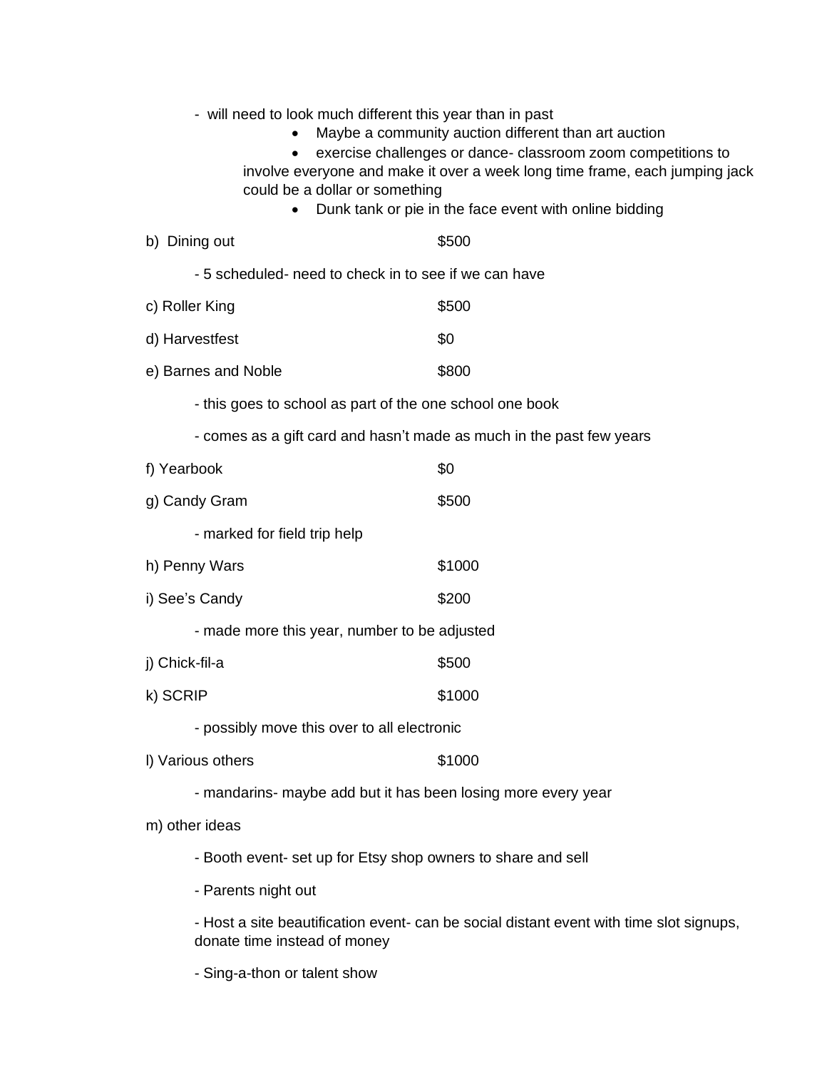- will need to look much different this year than in past
    - Maybe a community auction different than art auction
    - exercise challenges or dance- classroom zoom competitions to involve everyone and make it over a week long time frame, each jumping jack could be a dollar or something
    - Dunk tank or pie in the face event with online bidding

b) Dining out $500

- 5 scheduled- need to check in to see if we can have

c) Roller King $500

d) Harvestfest $0

e) Barnes and Noble $800

- this goes to school as part of the one school one book

- comes as a gift card and hasn't made as much in the past few years

f) Yearbook $0

g) Candy Gram $500

- marked for field trip help

h) Penny Wars $1000

i) See's Candy $200

- made more this year, number to be adjusted

j) Chick-fil-a $500

k) SCRIP $1000

- possibly move this over to all electronic

l) Various others $1000

- mandarins- maybe add but it has been losing more every year

m) other ideas

- Booth event- set up for Etsy shop owners to share and sell

- Parents night out

- Host a site beautification event- can be social distant event with time slot signups, donate time instead of money

- Sing-a-thon or talent show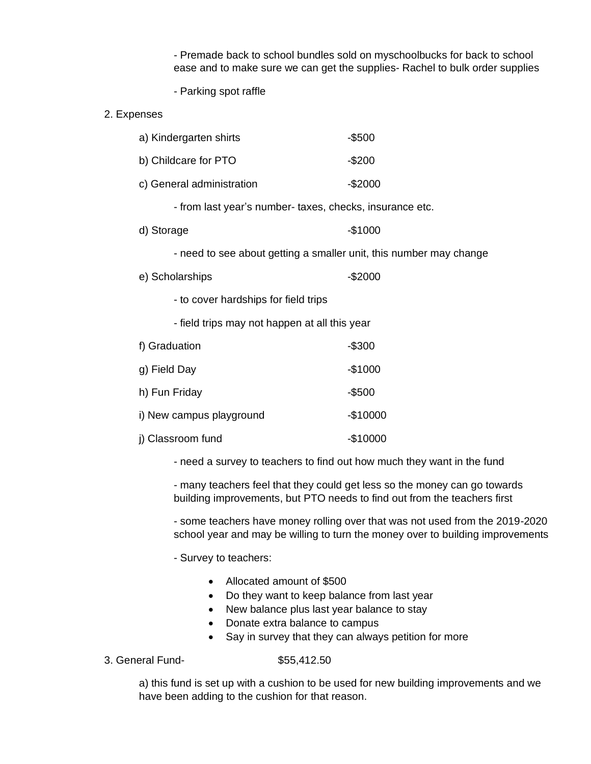- Premade back to school bundles sold on myschoolbucks for back to school ease and to make sure we can get the supplies- Rachel to bulk order supplies

- Parking spot raffle

2. Expenses

a) Kindergarten shirts -$500

b) Childcare for PTO -$200

c) General administration -$2000

- from last year's number- taxes, checks, insurance etc.

d) Storage -$1000

- need to see about getting a smaller unit, this number may change

e) Scholarships -$2000

- to cover hardships for field trips

- field trips may not happen at all this year

f) Graduation -$300

g) Field Day -$1000

h) Fun Friday -$500

i) New campus playground -$10000

j) Classroom fund -$10000

- need a survey to teachers to find out how much they want in the fund

- many teachers feel that they could get less so the money can go towards building improvements, but PTO needs to find out from the teachers first

- some teachers have money rolling over that was not used from the 2019-2020 school year and may be willing to turn the money over to building improvements

- Survey to teachers:

- Allocated amount of $500
- Do they want to keep balance from last year
- New balance plus last year balance to stay
- Donate extra balance to campus
- Say in survey that they can always petition for more

3. General Fund- $55,412.50

a) this fund is set up with a cushion to be used for new building improvements and we have been adding to the cushion for that reason.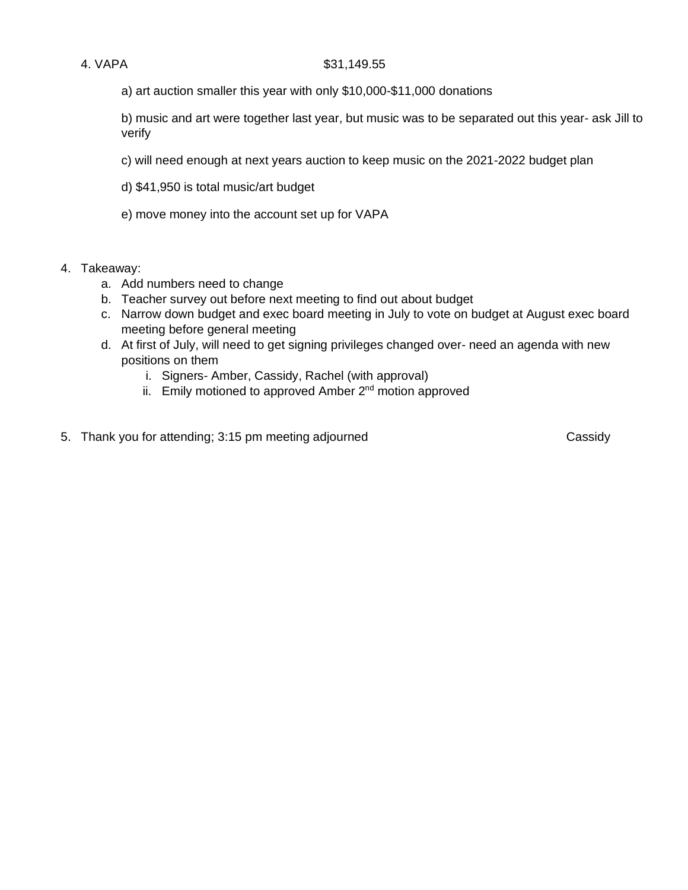4. VAPA $31,149.55

    a) art auction smaller this year with only $10,000-$11,000 donations

    b) music and art were together last year, but music was to be separated out this year- ask Jill to verify

    c) will need enough at next years auction to keep music on the 2021-2022 budget plan

    d) $41,950 is total music/art budget

    e) move money into the account set up for VAPA

4. Takeaway:
    a. Add numbers need to change
    b. Teacher survey out before next meeting to find out about budget
    c. Narrow down budget and exec board meeting in July to vote on budget at August exec board meeting before general meeting
    d. At first of July, will need to get signing privileges changed over- need an agenda with new positions on them
        i. Signers- Amber, Cassidy, Rachel (with approval)
        ii. Emily motioned to approved Amber 2nd motion approved

5. Thank you for attending; 3:15 pm meeting adjourned — Cassidy